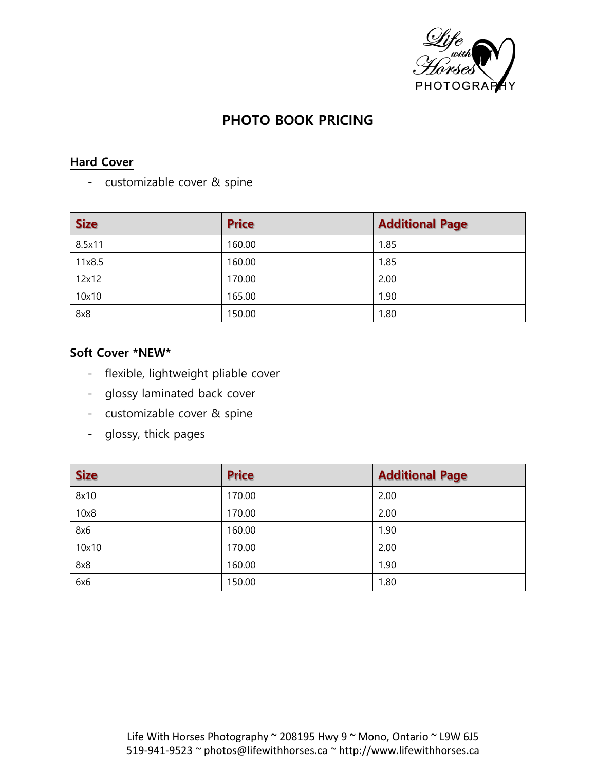# PHOTO BOOK PRICING

## Hard Cover

- customizable cover & spine

| Size | Price | Additional Page |
|---|---|---|
| 8.5x11 | 160.00 | 1.85 |
| 11x8.5 | 160.00 | 1.85 |
| 12x12 | 170.00 | 2.00 |
| 10x10 | 165.00 | 1.90 |
| 8x8 | 150.00 | 1.80 |

## Soft Cover *NEW*

- flexible, lightweight pliable cover
- glossy laminated back cover
- customizable cover & spine
- glossy, thick pages

| Size | Price | Additional Page |
|---|---|---|
| 8x10 | 170.00 | 2.00 |
| 10x8 | 170.00 | 2.00 |
| 8x6 | 160.00 | 1.90 |
| 10x10 | 170.00 | 2.00 |
| 8x8 | 160.00 | 1.90 |
| 6x6 | 150.00 | 1.80 |

Life With Horses Photography ~ 208195 Hwy 9 ~ Mono, Ontario ~ L9W 6J5
519-941-9523 ~ photos@lifewithhorses.ca ~ http://www.lifewithhorses.ca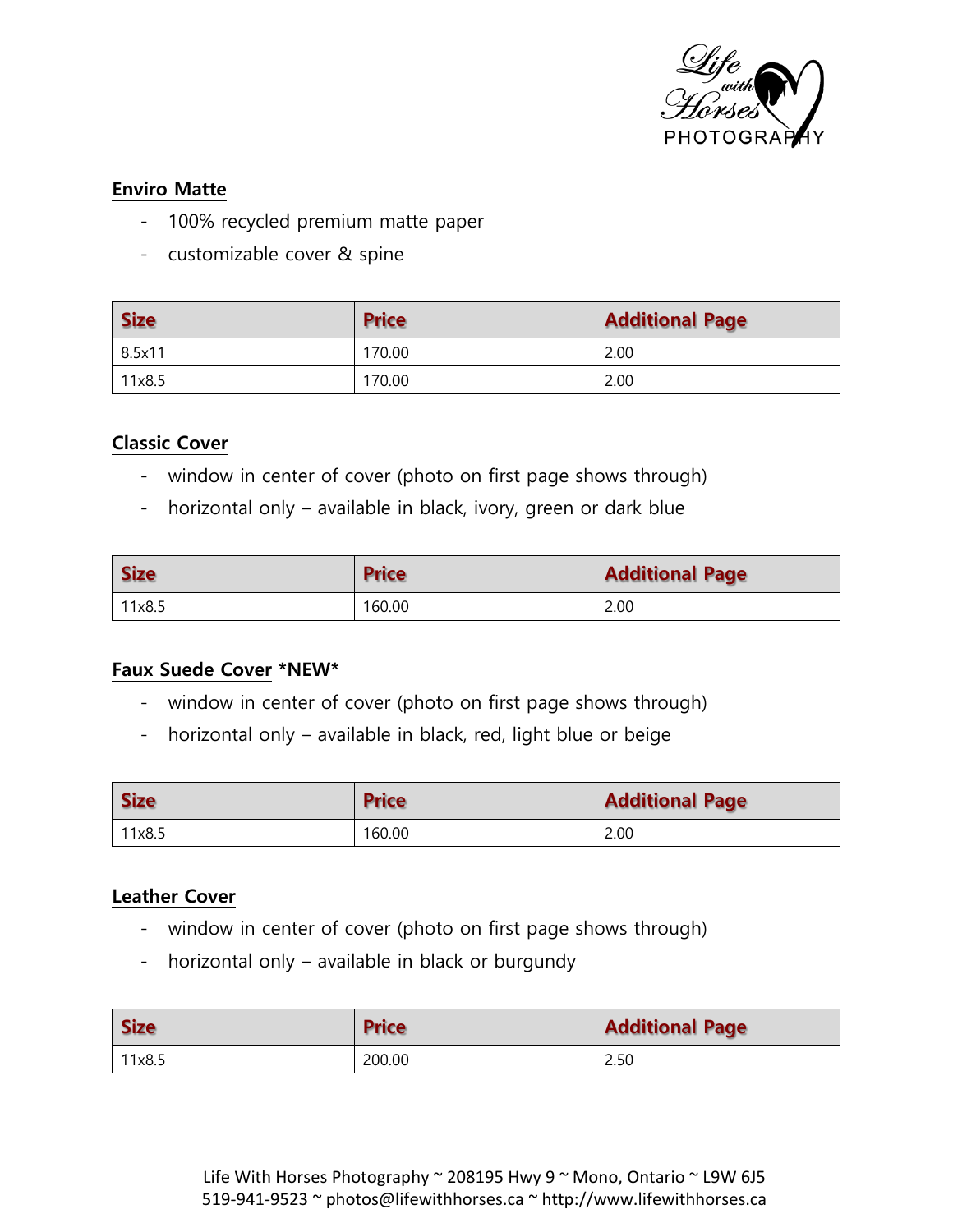**Enviro Matte**

- 100% recycled premium matte paper
- customizable cover & spine

| Size | Price | Additional Page |
|---|---|---|
| 8.5x11 | 170.00 | 2.00 |
| 11x8.5 | 170.00 | 2.00 |

**Classic Cover**

- window in center of cover (photo on first page shows through)
- horizontal only – available in black, ivory, green or dark blue

| Size | Price | Additional Page |
|---|---|---|
| 11x8.5 | 160.00 | 2.00 |

**Faux Suede Cover** ***NEW***

- window in center of cover (photo on first page shows through)
- horizontal only – available in black, red, light blue or beige

| Size | Price | Additional Page |
|---|---|---|
| 11x8.5 | 160.00 | 2.00 |

**Leather Cover**

- window in center of cover (photo on first page shows through)
- horizontal only – available in black or burgundy

| Size | Price | Additional Page |
|---|---|---|
| 11x8.5 | 200.00 | 2.50 |